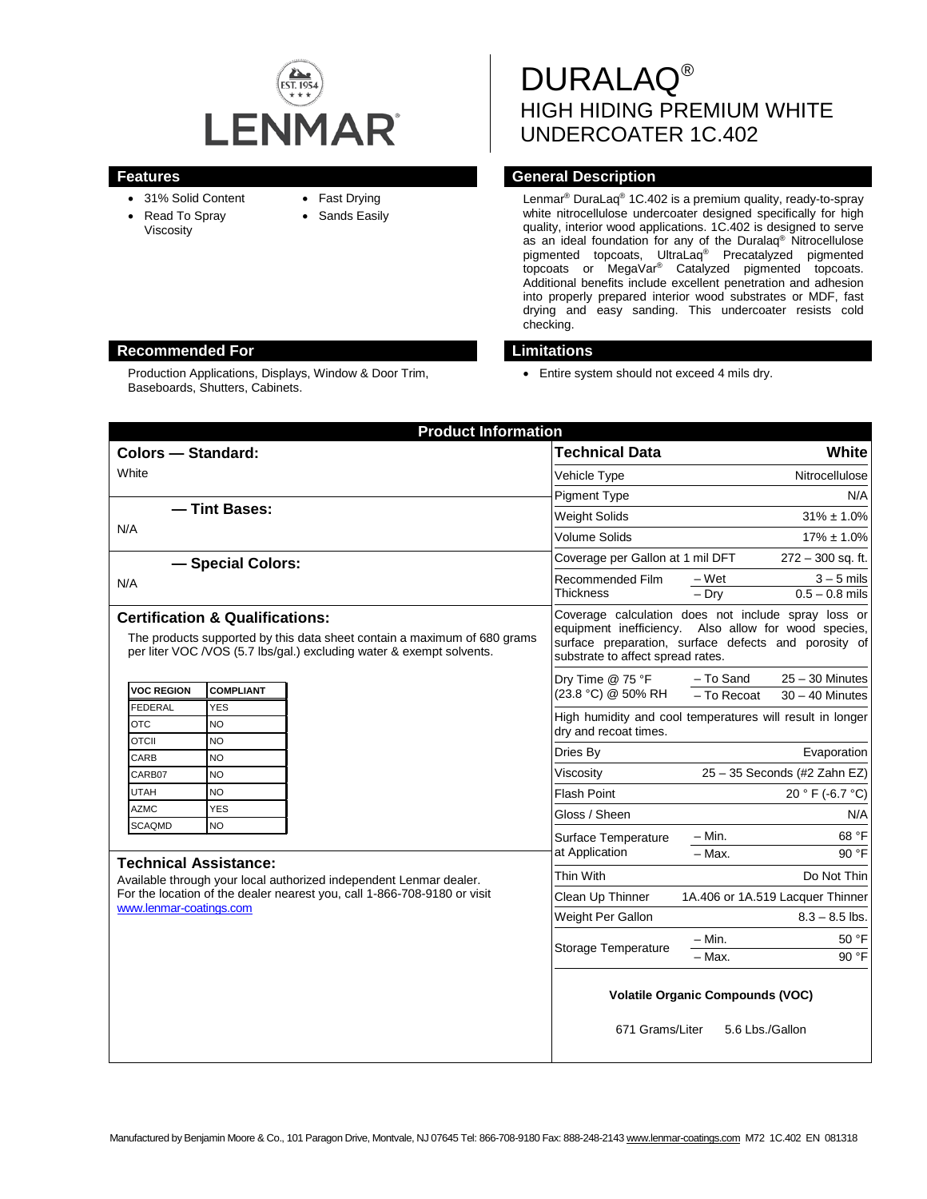# DURALAQ®

# HIGH HIDING PREMIUM WHITE UNDERCOATER 1C.402

LENMAR

## Features

- 31% Solid Content
- Read To Spray Viscosity
- Fast Drying
- Sands Easily

## General Description

Lenmar® DuraLaq® 1C.402 is a premium quality, ready-to-spray white nitrocellulose undercoater designed specifically for high quality, interior wood applications. 1C.402 is designed to serve as an ideal foundation for any of the Duralaq® Nitrocellulose pigmented topcoats, UltraLaq® Precatalyzed pigmented topcoats or MegaVar® Catalyzed pigmented topcoats. Additional benefits include excellent penetration and adhesion into properly prepared interior wood substrates or MDF, fast drying and easy sanding. This undercoater resists cold checking.

## Recommended For

Production Applications, Displays, Window & Door Trim, Baseboards, Shutters, Cabinets.

## Limitations

- Entire system should not exceed 4 mils dry.

## Product Information

### Colors — Standard:

White

### — Tint Bases:

N/A

### — Special Colors:

N/A

### Certification & Qualifications:

The products supported by this data sheet contain a maximum of 680 grams per liter VOC /VOS (5.7 lbs/gal.) excluding water & exempt solvents.

| VOC REGION | COMPLIANT |
|---|---|
| FEDERAL | YES |
| OTC | NO |
| OTCII | NO |
| CARB | NO |
| CARB07 | NO |
| UTAH | NO |
| AZMC | YES |
| SCAQMD | NO |

### Technical Assistance:

Available through your local authorized independent Lenmar dealer. For the location of the dealer nearest you, call 1-866-708-9180 or visit www.lenmar-coatings.com

| Technical Data | | White |
|---|---|---|
| Vehicle Type | | Nitrocellulose |
| Pigment Type | | N/A |
| Weight Solids | | 31% ± 1.0% |
| Volume Solids | | 17% ± 1.0% |
| Coverage per Gallon at 1 mil DFT | | 272 – 300 sq. ft. |
| Recommended Film Thickness | – Wet | 3 – 5 mils |
| | – Dry | 0.5 – 0.8 mils |
| Coverage calculation does not include spray loss or equipment inefficiency. Also allow for wood species, surface preparation, surface defects and porosity of substrate to affect spread rates. | | |
| Dry Time @ 75 °F (23.8 °C) @ 50% RH | – To Sand | 25 – 30 Minutes |
| | – To Recoat | 30 – 40 Minutes |
| High humidity and cool temperatures will result in longer dry and recoat times. | | |
| Dries By | | Evaporation |
| Viscosity | | 25 – 35 Seconds (#2 Zahn EZ) |
| Flash Point | | 20 ° F (-6.7 °C) |
| Gloss / Sheen | | N/A |
| Surface Temperature at Application | – Min. | 68 °F |
| | – Max. | 90 °F |
| Thin With | | Do Not Thin |
| Clean Up Thinner | | 1A.406 or 1A.519 Lacquer Thinner |
| Weight Per Gallon | | 8.3 – 8.5 lbs. |
| Storage Temperature | – Min. | 50 °F |
| | – Max. | 90 °F |

**Volatile Organic Compounds (VOC)**

671 Grams/Liter 5.6 Lbs./Gallon

Manufactured by Benjamin Moore & Co., 101 Paragon Drive, Montvale, NJ 07645 Tel: 866-708-9180 Fax: 888-248-2143 www.lenmar-coatings.com M72 1C.402 EN 081318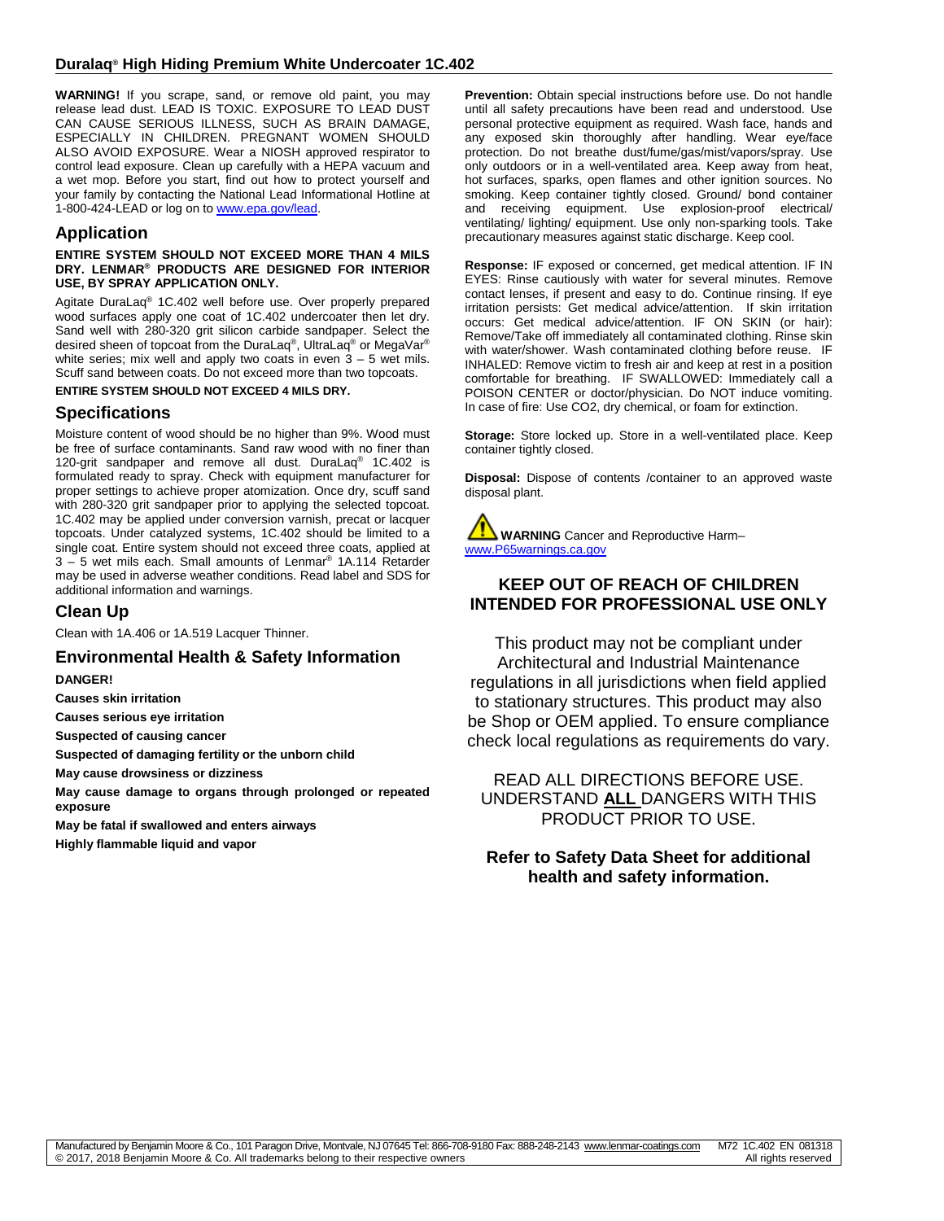# Duralaq® High Hiding Premium White Undercoater 1C.402

**WARNING!** If you scrape, sand, or remove old paint, you may release lead dust. LEAD IS TOXIC. EXPOSURE TO LEAD DUST CAN CAUSE SERIOUS ILLNESS, SUCH AS BRAIN DAMAGE, ESPECIALLY IN CHILDREN. PREGNANT WOMEN SHOULD ALSO AVOID EXPOSURE. Wear a NIOSH approved respirator to control lead exposure. Clean up carefully with a HEPA vacuum and a wet mop. Before you start, find out how to protect yourself and your family by contacting the National Lead Informational Hotline at 1-800-424-LEAD or log on to www.epa.gov/lead.

## Application

**ENTIRE SYSTEM SHOULD NOT EXCEED MORE THAN 4 MILS DRY. LENMAR® PRODUCTS ARE DESIGNED FOR INTERIOR USE, BY SPRAY APPLICATION ONLY.**

Agitate DuraLaq® 1C.402 well before use. Over properly prepared wood surfaces apply one coat of 1C.402 undercoater then let dry. Sand well with 280-320 grit silicon carbide sandpaper. Select the desired sheen of topcoat from the DuraLaq®, UltraLaq® or MegaVar® white series; mix well and apply two coats in even 3 – 5 wet mils. Scuff sand between coats. Do not exceed more than two topcoats.

**ENTIRE SYSTEM SHOULD NOT EXCEED 4 MILS DRY.**

## Specifications

Moisture content of wood should be no higher than 9%. Wood must be free of surface contaminants. Sand raw wood with no finer than 120-grit sandpaper and remove all dust. DuraLaq® 1C.402 is formulated ready to spray. Check with equipment manufacturer for proper settings to achieve proper atomization. Once dry, scuff sand with 280-320 grit sandpaper prior to applying the selected topcoat. 1C.402 may be applied under conversion varnish, precat or lacquer topcoats. Under catalyzed systems, 1C.402 should be limited to a single coat. Entire system should not exceed three coats, applied at 3 – 5 wet mils each. Small amounts of Lenmar® 1A.114 Retarder may be used in adverse weather conditions. Read label and SDS for additional information and warnings.

## Clean Up

Clean with 1A.406 or 1A.519 Lacquer Thinner.

## Environmental Health & Safety Information

**DANGER!**

**Causes skin irritation**

**Causes serious eye irritation**

**Suspected of causing cancer**

**Suspected of damaging fertility or the unborn child**

**May cause drowsiness or dizziness**

**May cause damage to organs through prolonged or repeated exposure**

**May be fatal if swallowed and enters airways**

**Highly flammable liquid and vapor**

**Prevention:** Obtain special instructions before use. Do not handle until all safety precautions have been read and understood. Use personal protective equipment as required. Wash face, hands and any exposed skin thoroughly after handling. Wear eye/face protection. Do not breathe dust/fume/gas/mist/vapors/spray. Use only outdoors or in a well-ventilated area. Keep away from heat, hot surfaces, sparks, open flames and other ignition sources. No smoking. Keep container tightly closed. Ground/ bond container and receiving equipment. Use explosion-proof electrical/ ventilating/ lighting/ equipment. Use only non-sparking tools. Take precautionary measures against static discharge. Keep cool.

**Response:** IF exposed or concerned, get medical attention. IF IN EYES: Rinse cautiously with water for several minutes. Remove contact lenses, if present and easy to do. Continue rinsing. If eye irritation persists: Get medical advice/attention. If skin irritation occurs: Get medical advice/attention. IF ON SKIN (or hair): Remove/Take off immediately all contaminated clothing. Rinse skin with water/shower. Wash contaminated clothing before reuse. IF INHALED: Remove victim to fresh air and keep at rest in a position comfortable for breathing. IF SWALLOWED: Immediately call a POISON CENTER or doctor/physician. Do NOT induce vomiting. In case of fire: Use CO2, dry chemical, or foam for extinction.

**Storage:** Store locked up. Store in a well-ventilated place. Keep container tightly closed.

**Disposal:** Dispose of contents /container to an approved waste disposal plant.

**WARNING** Cancer and Reproductive Harm– www.P65warnings.ca.gov

**KEEP OUT OF REACH OF CHILDREN**
**INTENDED FOR PROFESSIONAL USE ONLY**

This product may not be compliant under Architectural and Industrial Maintenance regulations in all jurisdictions when field applied to stationary structures. This product may also be Shop or OEM applied. To ensure compliance check local regulations as requirements do vary.

READ ALL DIRECTIONS BEFORE USE. UNDERSTAND **ALL** DANGERS WITH THIS PRODUCT PRIOR TO USE.

**Refer to Safety Data Sheet for additional health and safety information.**

Manufactured by Benjamin Moore & Co., 101 Paragon Drive, Montvale, NJ 07645 Tel: 866-708-9180 Fax: 888-248-2143 www.lenmar-coatings.com M72 1C.402 EN 081318
© 2017, 2018 Benjamin Moore & Co. All trademarks belong to their respective owners All rights reserved